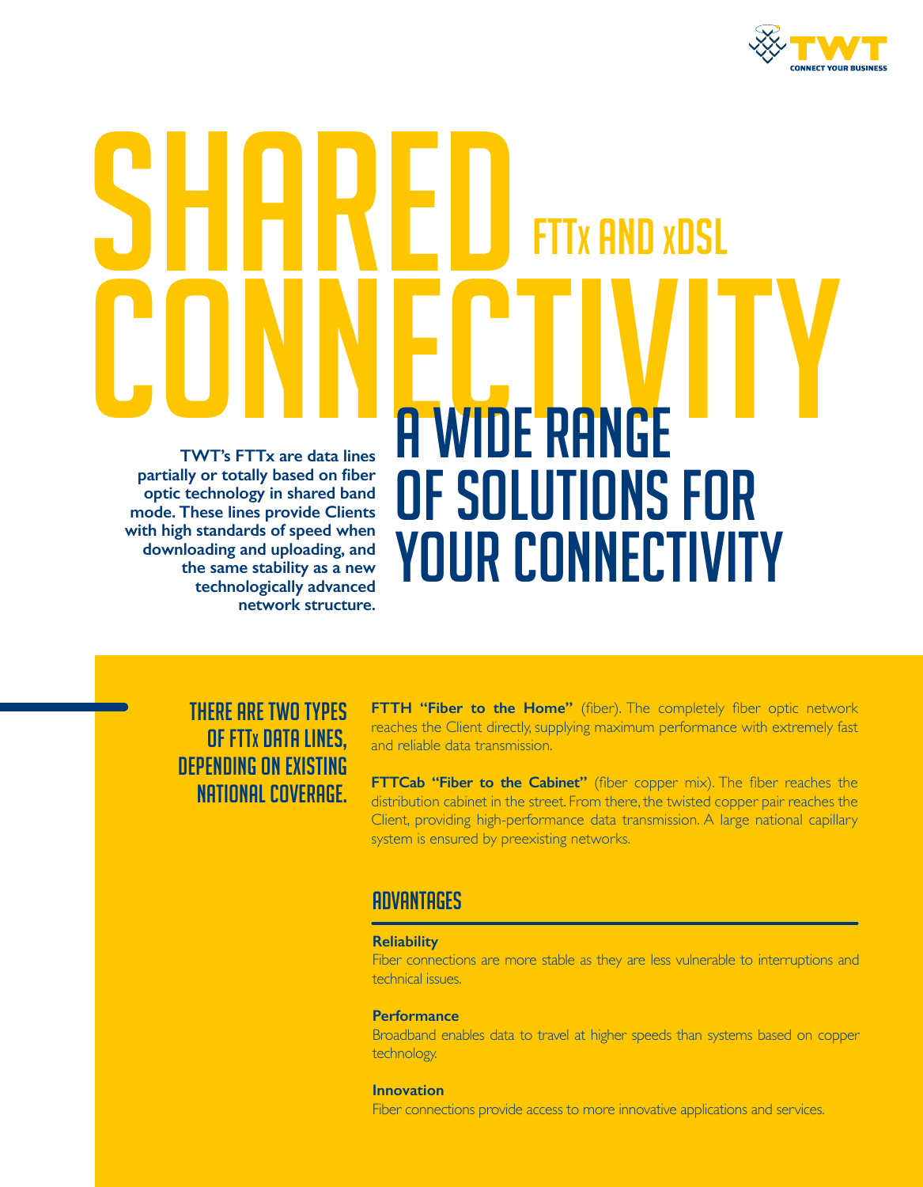# SHARED CONNECTIVITY

## FTTx AND xDSL

**TWT's FTTx are data lines partially or totally based on fiber optic technology in shared band mode. These lines provide Clients with high standards of speed when downloading and uploading, and the same stability as a new technologically advanced network structure.**

## A WIDE RANGE OF SOLUTIONS FOR YOUR CONNECTIVITY

### THERE ARE TWO TYPES OF FTTx DATA LINES, DEPENDING ON EXISTING NATIONAL COVERAGE.

**FTTH "Fiber to the Home"** (fiber). The completely fiber optic network reaches the Client directly, supplying maximum performance with extremely fast and reliable data transmission.

**FTTCab "Fiber to the Cabinet"** (fiber copper mix). The fiber reaches the distribution cabinet in the street. From there, the twisted copper pair reaches the Client, providing high-performance data transmission. A large national capillary system is ensured by preexisting networks.

### ADVANTAGES

**Reliability**
Fiber connections are more stable as they are less vulnerable to interruptions and technical issues.

**Performance**
Broadband enables data to travel at higher speeds than systems based on copper technology.

**Innovation**
Fiber connections provide access to more innovative applications and services.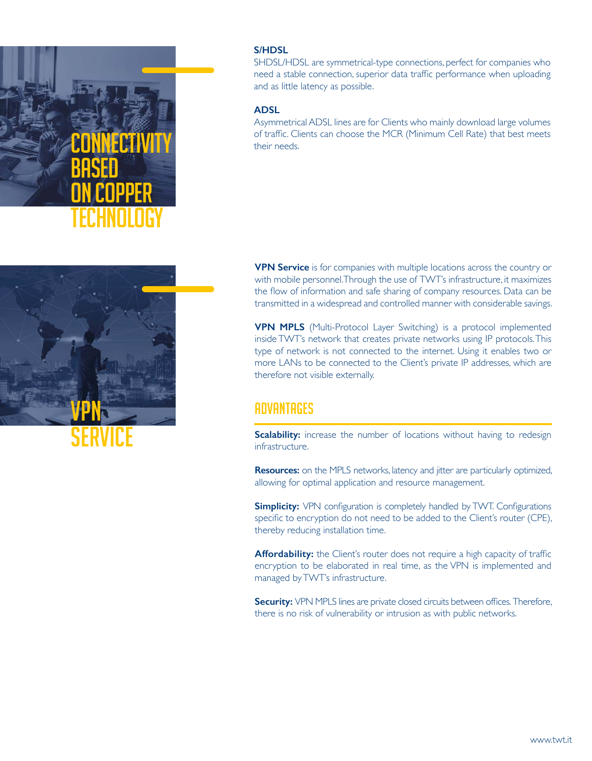# CONNECTIVITY BASED ON COPPER TECHNOLOGY

**S/HDSL**

SHDSL/HDSL are symmetrical-type connections, perfect for companies who need a stable connection, superior data traffic performance when uploading and as little latency as possible.

**ADSL**

Asymmetrical ADSL lines are for Clients who mainly download large volumes of traffic. Clients can choose the MCR (Minimum Cell Rate) that best meets their needs.

# VPN SERVICE

**VPN Service** is for companies with multiple locations across the country or with mobile personnel. Through the use of TWT's infrastructure, it maximizes the flow of information and safe sharing of company resources. Data can be transmitted in a widespread and controlled manner with considerable savings.

**VPN MPLS** (Multi-Protocol Layer Switching) is a protocol implemented inside TWT's network that creates private networks using IP protocols. This type of network is not connected to the internet. Using it enables two or more LANs to be connected to the Client's private IP addresses, which are therefore not visible externally.

## ADVANTAGES

**Scalability:** increase the number of locations without having to redesign infrastructure.

**Resources:** on the MPLS networks, latency and jitter are particularly optimized, allowing for optimal application and resource management.

**Simplicity:** VPN configuration is completely handled by TWT. Configurations specific to encryption do not need to be added to the Client's router (CPE), thereby reducing installation time.

**Affordability:** the Client's router does not require a high capacity of traffic encryption to be elaborated in real time, as the VPN is implemented and managed by TWT's infrastructure.

**Security:** VPN MPLS lines are private closed circuits between offices. Therefore, there is no risk of vulnerability or intrusion as with public networks.